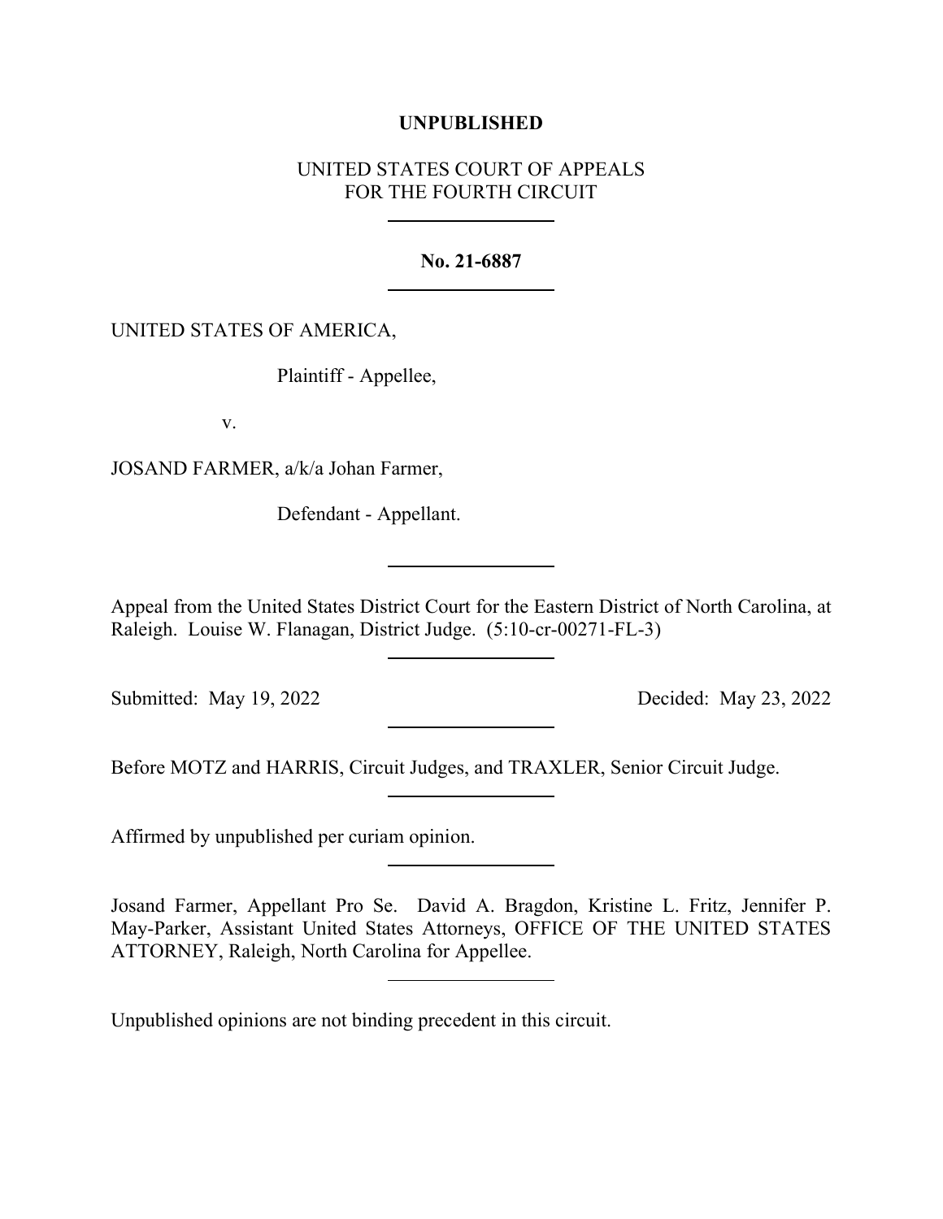**UNPUBLISHED**

UNITED STATES COURT OF APPEALS
FOR THE FOURTH CIRCUIT

---

**No. 21-6887**

---

UNITED STATES OF AMERICA,

Plaintiff - Appellee,

v.

JOSAND FARMER, a/k/a Johan Farmer,

Defendant - Appellant.

---

Appeal from the United States District Court for the Eastern District of North Carolina, at Raleigh. Louise W. Flanagan, District Judge. (5:10-cr-00271-FL-3)

---

Submitted: May 19, 2022 Decided: May 23, 2022

---

Before MOTZ and HARRIS, Circuit Judges, and TRAXLER, Senior Circuit Judge.

---

Affirmed by unpublished per curiam opinion.

---

Josand Farmer, Appellant Pro Se. David A. Bragdon, Kristine L. Fritz, Jennifer P. May-Parker, Assistant United States Attorneys, OFFICE OF THE UNITED STATES ATTORNEY, Raleigh, North Carolina for Appellee.

---

Unpublished opinions are not binding precedent in this circuit.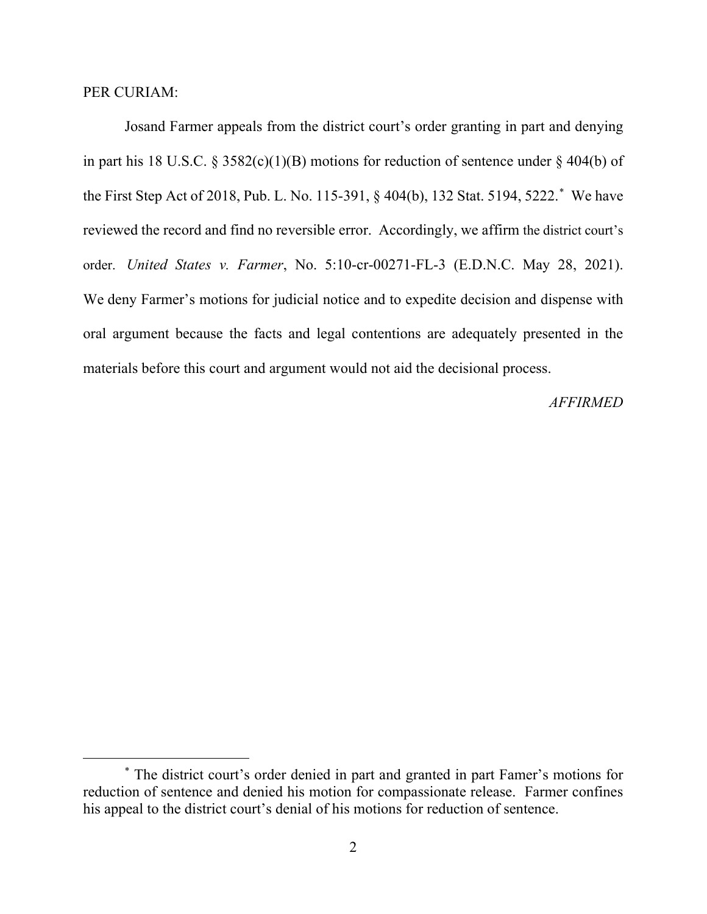PER CURIAM:

Josand Farmer appeals from the district court's order granting in part and denying in part his 18 U.S.C. § 3582(c)(1)(B) motions for reduction of sentence under § 404(b) of the First Step Act of 2018, Pub. L. No. 115-391, § 404(b), 132 Stat. 5194, 5222.* We have reviewed the record and find no reversible error. Accordingly, we affirm the district court's order. *United States v. Farmer*, No. 5:10-cr-00271-FL-3 (E.D.N.C. May 28, 2021). We deny Farmer's motions for judicial notice and to expedite decision and dispense with oral argument because the facts and legal contentions are adequately presented in the materials before this court and argument would not aid the decisional process.

*AFFIRMED*

* The district court's order denied in part and granted in part Famer's motions for reduction of sentence and denied his motion for compassionate release. Farmer confines his appeal to the district court's denial of his motions for reduction of sentence.